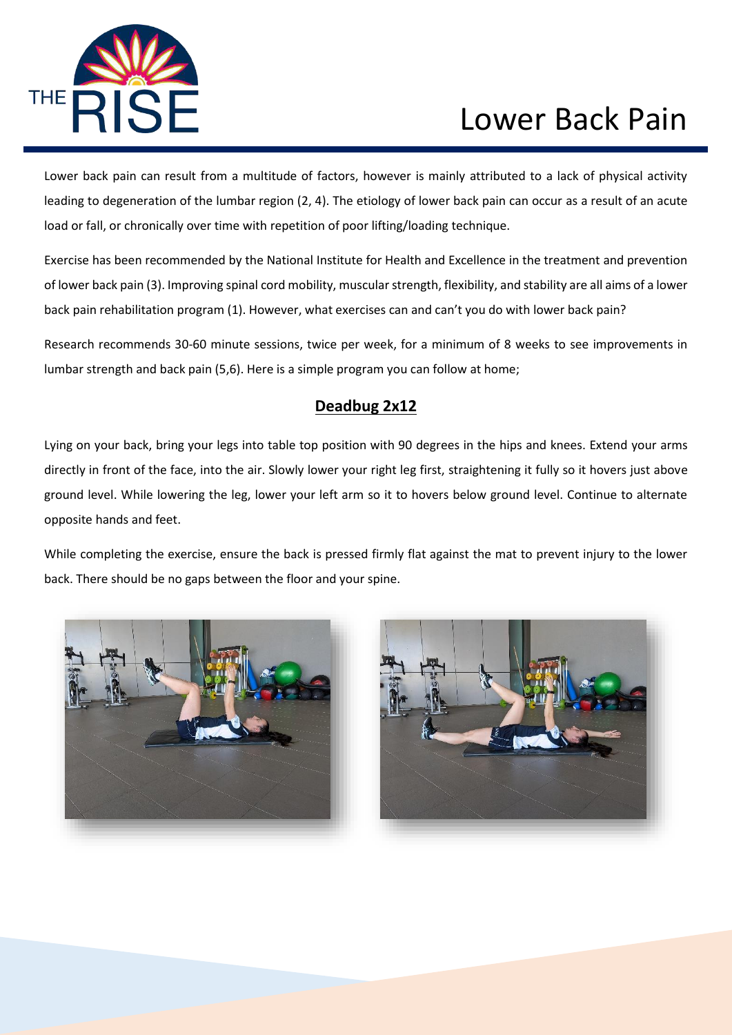# Lower Back Pain

Lower back pain can result from a multitude of factors, however is mainly attributed to a lack of physical activity leading to degeneration of the lumbar region (2, 4). The etiology of lower back pain can occur as a result of an acute load or fall, or chronically over time with repetition of poor lifting/loading technique.

Exercise has been recommended by the National Institute for Health and Excellence in the treatment and prevention of lower back pain (3). Improving spinal cord mobility, muscular strength, flexibility, and stability are all aims of a lower back pain rehabilitation program (1). However, what exercises can and can't you do with lower back pain?

Research recommends 30-60 minute sessions, twice per week, for a minimum of 8 weeks to see improvements in lumbar strength and back pain (5,6). Here is a simple program you can follow at home;

## Deadbug 2x12

Lying on your back, bring your legs into table top position with 90 degrees in the hips and knees. Extend your arms directly in front of the face, into the air. Slowly lower your right leg first, straightening it fully so it hovers just above ground level. While lowering the leg, lower your left arm so it to hovers below ground level. Continue to alternate opposite hands and feet.

While completing the exercise, ensure the back is pressed firmly flat against the mat to prevent injury to the lower back. There should be no gaps between the floor and your spine.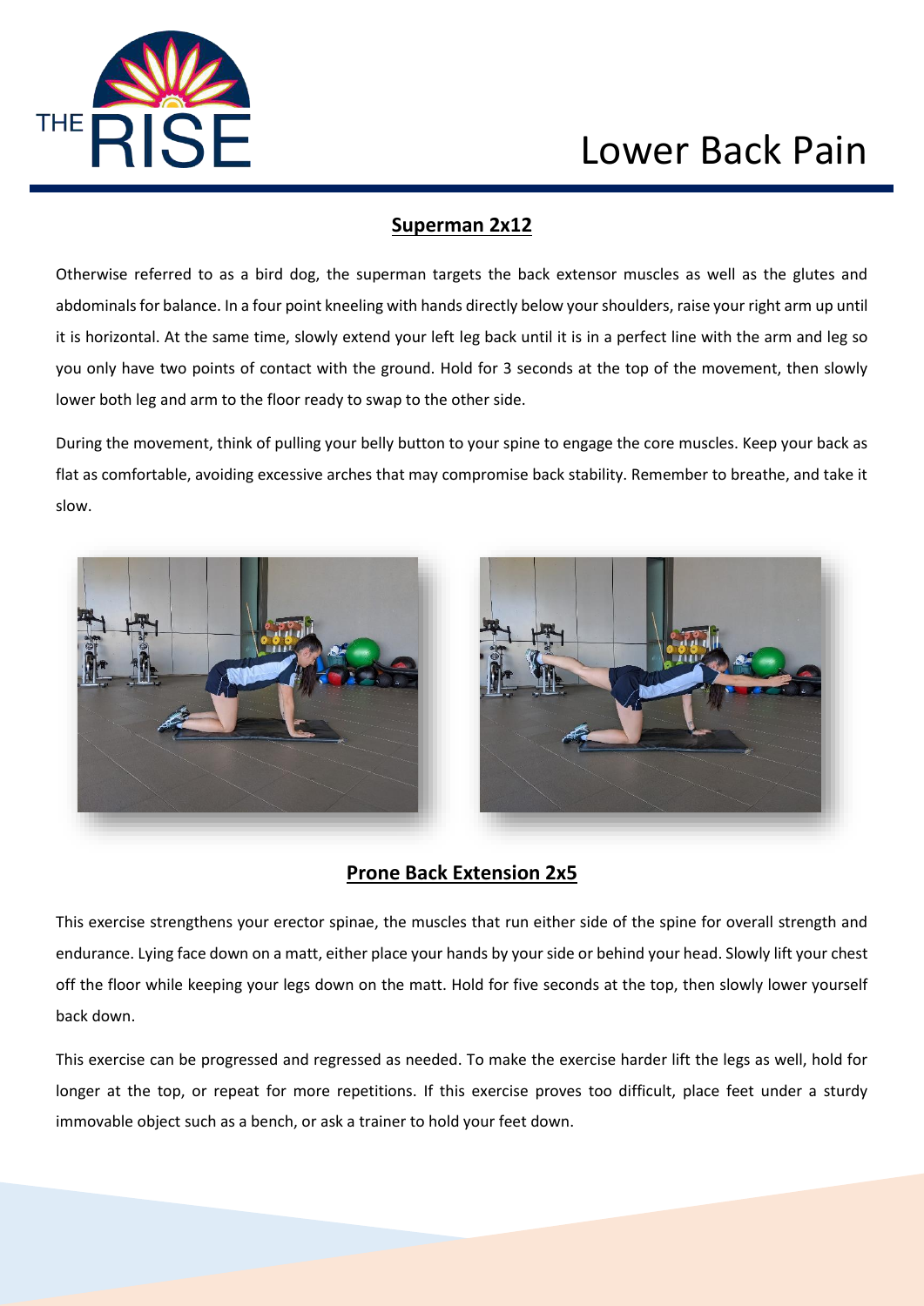# Lower Back Pain

## Superman 2x12

Otherwise referred to as a bird dog, the superman targets the back extensor muscles as well as the glutes and abdominals for balance. In a four point kneeling with hands directly below your shoulders, raise your right arm up until it is horizontal. At the same time, slowly extend your left leg back until it is in a perfect line with the arm and leg so you only have two points of contact with the ground. Hold for 3 seconds at the top of the movement, then slowly lower both leg and arm to the floor ready to swap to the other side.

During the movement, think of pulling your belly button to your spine to engage the core muscles. Keep your back as flat as comfortable, avoiding excessive arches that may compromise back stability. Remember to breathe, and take it slow.

## Prone Back Extension 2x5

This exercise strengthens your erector spinae, the muscles that run either side of the spine for overall strength and endurance. Lying face down on a matt, either place your hands by your side or behind your head. Slowly lift your chest off the floor while keeping your legs down on the matt. Hold for five seconds at the top, then slowly lower yourself back down.

This exercise can be progressed and regressed as needed. To make the exercise harder lift the legs as well, hold for longer at the top, or repeat for more repetitions. If this exercise proves too difficult, place feet under a sturdy immovable object such as a bench, or ask a trainer to hold your feet down.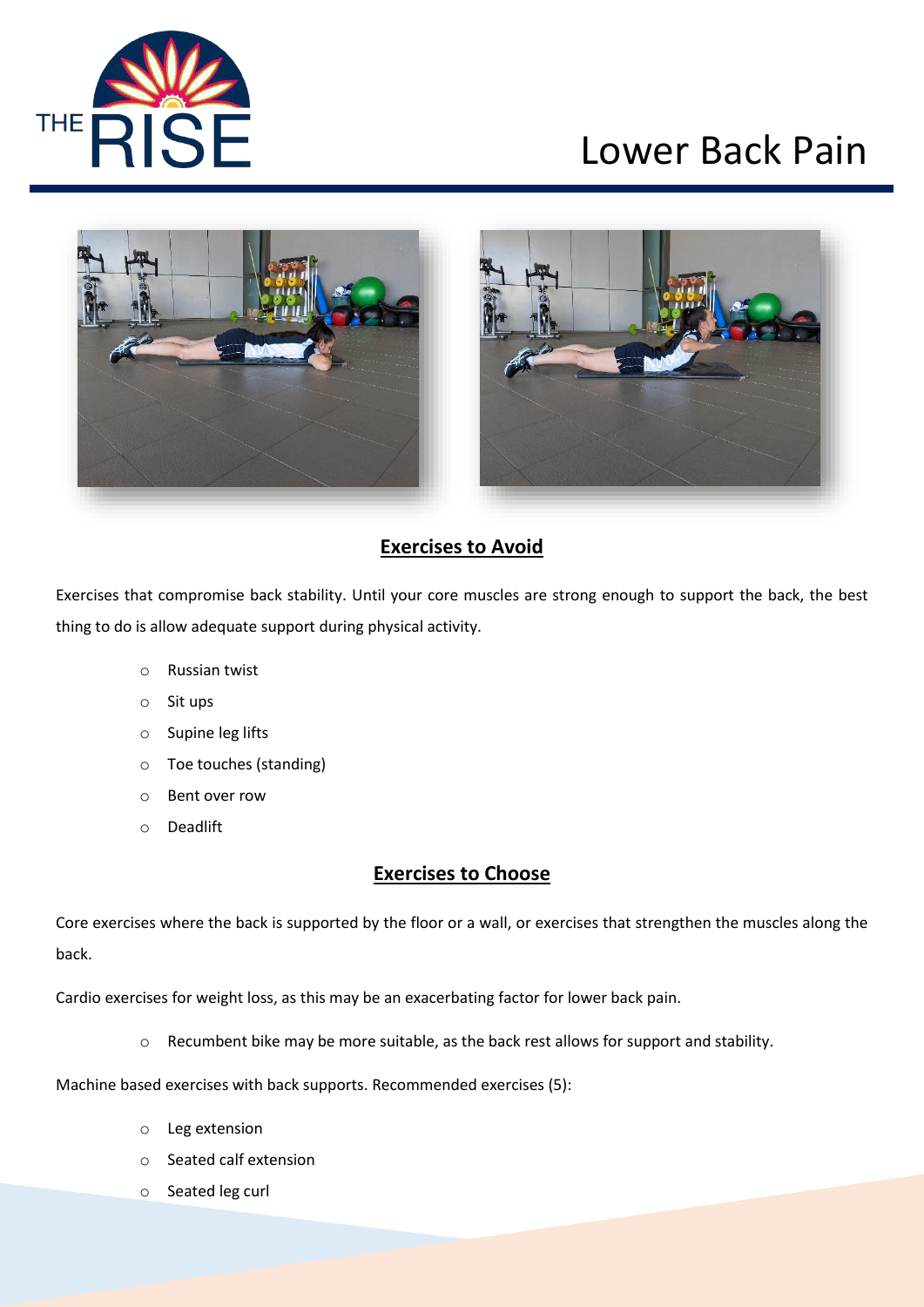# Lower Back Pain

## Exercises to Avoid

Exercises that compromise back stability. Until your core muscles are strong enough to support the back, the best thing to do is allow adequate support during physical activity.

- Russian twist
- Sit ups
- Supine leg lifts
- Toe touches (standing)
- Bent over row
- Deadlift

## Exercises to Choose

Core exercises where the back is supported by the floor or a wall, or exercises that strengthen the muscles along the back.

Cardio exercises for weight loss, as this may be an exacerbating factor for lower back pain.

- Recumbent bike may be more suitable, as the back rest allows for support and stability.

Machine based exercises with back supports. Recommended exercises (5):

- Leg extension
- Seated calf extension
- Seated leg curl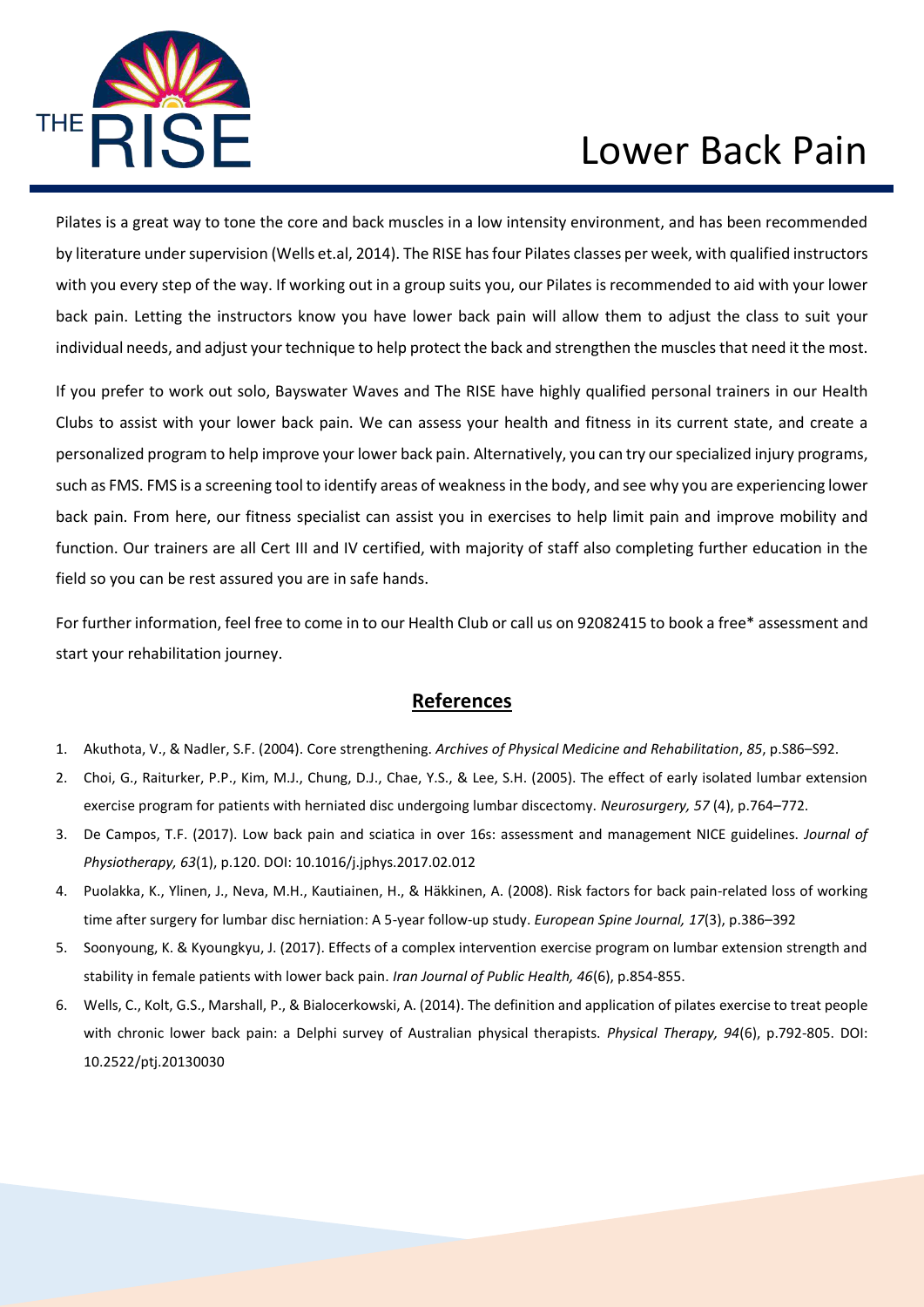# Lower Back Pain

Pilates is a great way to tone the core and back muscles in a low intensity environment, and has been recommended by literature under supervision (Wells et.al, 2014). The RISE has four Pilates classes per week, with qualified instructors with you every step of the way. If working out in a group suits you, our Pilates is recommended to aid with your lower back pain. Letting the instructors know you have lower back pain will allow them to adjust the class to suit your individual needs, and adjust your technique to help protect the back and strengthen the muscles that need it the most.

If you prefer to work out solo, Bayswater Waves and The RISE have highly qualified personal trainers in our Health Clubs to assist with your lower back pain. We can assess your health and fitness in its current state, and create a personalized program to help improve your lower back pain. Alternatively, you can try our specialized injury programs, such as FMS. FMS is a screening tool to identify areas of weakness in the body, and see why you are experiencing lower back pain. From here, our fitness specialist can assist you in exercises to help limit pain and improve mobility and function. Our trainers are all Cert III and IV certified, with majority of staff also completing further education in the field so you can be rest assured you are in safe hands.

For further information, feel free to come in to our Health Club or call us on 92082415 to book a free* assessment and start your rehabilitation journey.

## References

1. Akuthota, V., & Nadler, S.F. (2004). Core strengthening. *Archives of Physical Medicine and Rehabilitation*, *85*, p.S86–S92.
2. Choi, G., Raiturker, P.P., Kim, M.J., Chung, D.J., Chae, Y.S., & Lee, S.H. (2005). The effect of early isolated lumbar extension exercise program for patients with herniated disc undergoing lumbar discectomy. *Neurosurgery, 57* (4), p.764–772.
3. De Campos, T.F. (2017). Low back pain and sciatica in over 16s: assessment and management NICE guidelines. *Journal of Physiotherapy, 63*(1), p.120. DOI: 10.1016/j.jphys.2017.02.012
4. Puolakka, K., Ylinen, J., Neva, M.H., Kautiainen, H., & Häkkinen, A. (2008). Risk factors for back pain-related loss of working time after surgery for lumbar disc herniation: A 5-year follow-up study. *European Spine Journal, 17*(3), p.386–392
5. Soonyoung, K. & Kyoungkyu, J. (2017). Effects of a complex intervention exercise program on lumbar extension strength and stability in female patients with lower back pain. *Iran Journal of Public Health, 46*(6), p.854-855.
6. Wells, C., Kolt, G.S., Marshall, P., & Bialocerkowski, A. (2014). The definition and application of pilates exercise to treat people with chronic lower back pain: a Delphi survey of Australian physical therapists. *Physical Therapy, 94*(6), p.792-805. DOI: 10.2522/ptj.20130030